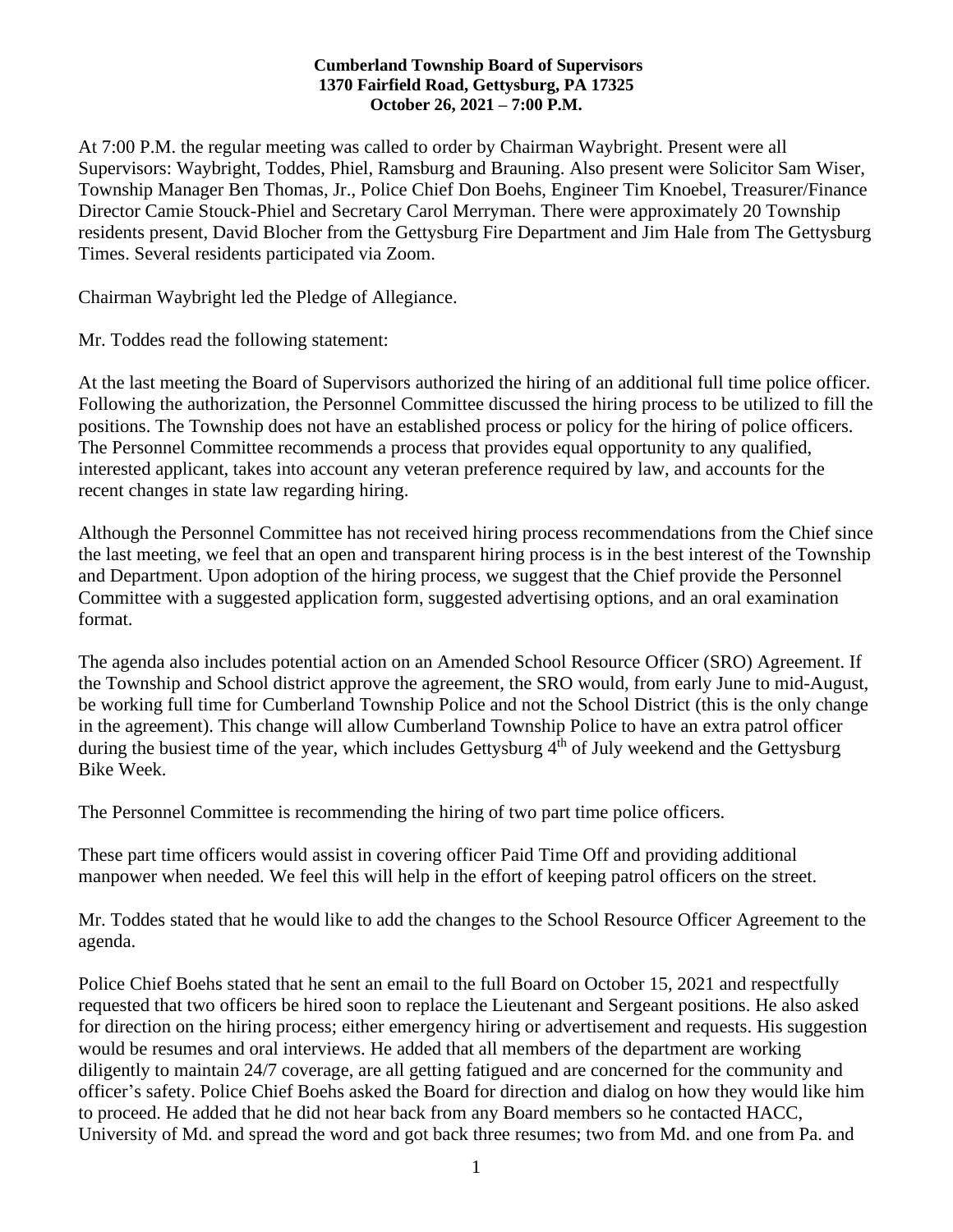**Cumberland Township Board of Supervisors**
**1370 Fairfield Road, Gettysburg, PA 17325**
**October 26, 2021 – 7:00 P.M.**

At 7:00 P.M. the regular meeting was called to order by Chairman Waybright. Present were all Supervisors: Waybright, Toddes, Phiel, Ramsburg and Brauning. Also present were Solicitor Sam Wiser, Township Manager Ben Thomas, Jr., Police Chief Don Boehs, Engineer Tim Knoebel, Treasurer/Finance Director Camie Stouck-Phiel and Secretary Carol Merryman. There were approximately 20 Township residents present, David Blocher from the Gettysburg Fire Department and Jim Hale from The Gettysburg Times. Several residents participated via Zoom.

Chairman Waybright led the Pledge of Allegiance.

Mr. Toddes read the following statement:

At the last meeting the Board of Supervisors authorized the hiring of an additional full time police officer. Following the authorization, the Personnel Committee discussed the hiring process to be utilized to fill the positions. The Township does not have an established process or policy for the hiring of police officers. The Personnel Committee recommends a process that provides equal opportunity to any qualified, interested applicant, takes into account any veteran preference required by law, and accounts for the recent changes in state law regarding hiring.

Although the Personnel Committee has not received hiring process recommendations from the Chief since the last meeting, we feel that an open and transparent hiring process is in the best interest of the Township and Department. Upon adoption of the hiring process, we suggest that the Chief provide the Personnel Committee with a suggested application form, suggested advertising options, and an oral examination format.

The agenda also includes potential action on an Amended School Resource Officer (SRO) Agreement. If the Township and School district approve the agreement, the SRO would, from early June to mid-August, be working full time for Cumberland Township Police and not the School District (this is the only change in the agreement). This change will allow Cumberland Township Police to have an extra patrol officer during the busiest time of the year, which includes Gettysburg 4th of July weekend and the Gettysburg Bike Week.

The Personnel Committee is recommending the hiring of two part time police officers.

These part time officers would assist in covering officer Paid Time Off and providing additional manpower when needed. We feel this will help in the effort of keeping patrol officers on the street.

Mr. Toddes stated that he would like to add the changes to the School Resource Officer Agreement to the agenda.

Police Chief Boehs stated that he sent an email to the full Board on October 15, 2021 and respectfully requested that two officers be hired soon to replace the Lieutenant and Sergeant positions. He also asked for direction on the hiring process; either emergency hiring or advertisement and requests. His suggestion would be resumes and oral interviews. He added that all members of the department are working diligently to maintain 24/7 coverage, are all getting fatigued and are concerned for the community and officer's safety. Police Chief Boehs asked the Board for direction and dialog on how they would like him to proceed. He added that he did not hear back from any Board members so he contacted HACC, University of Md. and spread the word and got back three resumes; two from Md. and one from Pa. and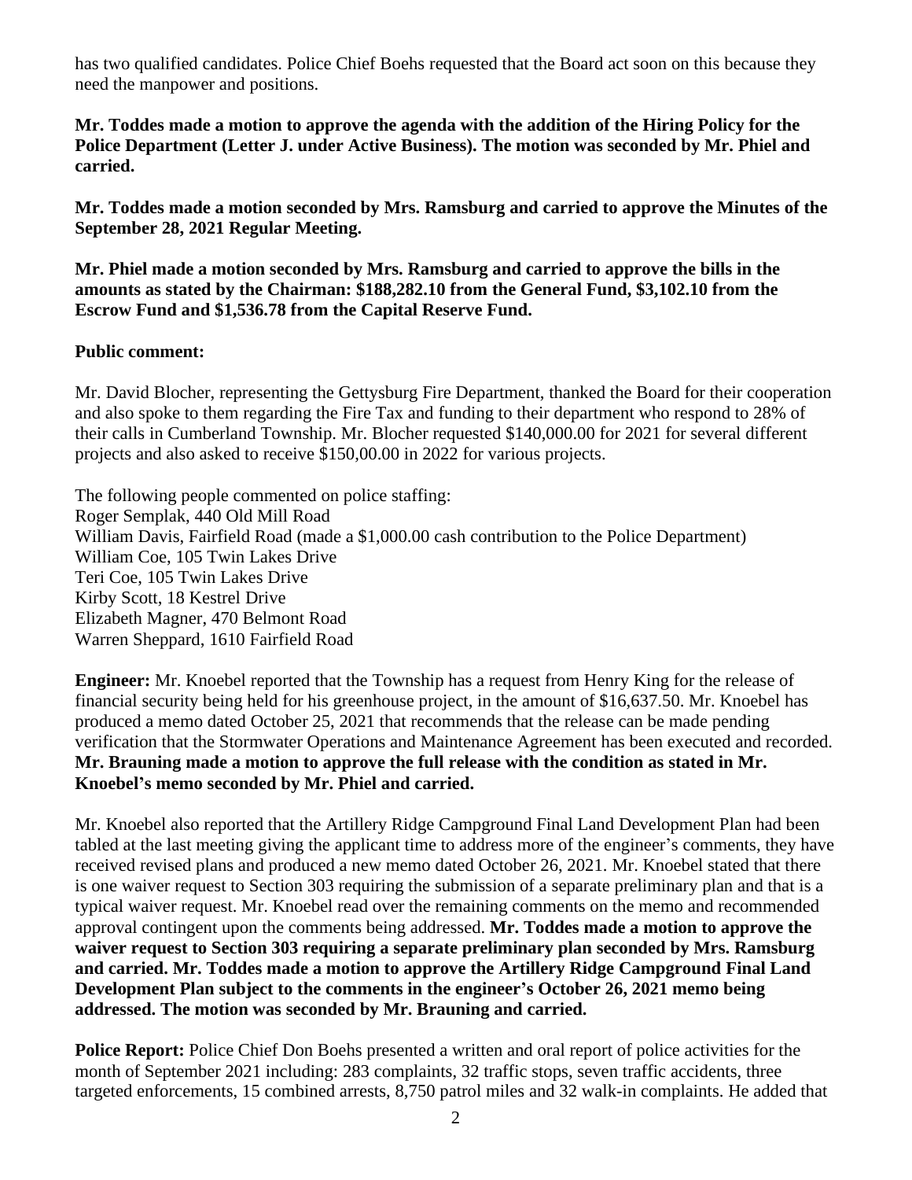has two qualified candidates. Police Chief Boehs requested that the Board act soon on this because they need the manpower and positions.

**Mr. Toddes made a motion to approve the agenda with the addition of the Hiring Policy for the Police Department (Letter J. under Active Business). The motion was seconded by Mr. Phiel and carried.**

**Mr. Toddes made a motion seconded by Mrs. Ramsburg and carried to approve the Minutes of the September 28, 2021 Regular Meeting.**

**Mr. Phiel made a motion seconded by Mrs. Ramsburg and carried to approve the bills in the amounts as stated by the Chairman: $188,282.10 from the General Fund, $3,102.10 from the Escrow Fund and $1,536.78 from the Capital Reserve Fund.**

**Public comment:**

Mr. David Blocher, representing the Gettysburg Fire Department, thanked the Board for their cooperation and also spoke to them regarding the Fire Tax and funding to their department who respond to 28% of their calls in Cumberland Township. Mr. Blocher requested $140,000.00 for 2021 for several different projects and also asked to receive $150,00.00 in 2022 for various projects.

The following people commented on police staffing:
Roger Semplak, 440 Old Mill Road
William Davis, Fairfield Road (made a $1,000.00 cash contribution to the Police Department)
William Coe, 105 Twin Lakes Drive
Teri Coe, 105 Twin Lakes Drive
Kirby Scott, 18 Kestrel Drive
Elizabeth Magner, 470 Belmont Road
Warren Sheppard, 1610 Fairfield Road

**Engineer:** Mr. Knoebel reported that the Township has a request from Henry King for the release of financial security being held for his greenhouse project, in the amount of $16,637.50. Mr. Knoebel has produced a memo dated October 25, 2021 that recommends that the release can be made pending verification that the Stormwater Operations and Maintenance Agreement has been executed and recorded. **Mr. Brauning made a motion to approve the full release with the condition as stated in Mr. Knoebel's memo seconded by Mr. Phiel and carried.**

Mr. Knoebel also reported that the Artillery Ridge Campground Final Land Development Plan had been tabled at the last meeting giving the applicant time to address more of the engineer's comments, they have received revised plans and produced a new memo dated October 26, 2021. Mr. Knoebel stated that there is one waiver request to Section 303 requiring the submission of a separate preliminary plan and that is a typical waiver request. Mr. Knoebel read over the remaining comments on the memo and recommended approval contingent upon the comments being addressed. **Mr. Toddes made a motion to approve the waiver request to Section 303 requiring a separate preliminary plan seconded by Mrs. Ramsburg and carried. Mr. Toddes made a motion to approve the Artillery Ridge Campground Final Land Development Plan subject to the comments in the engineer's October 26, 2021 memo being addressed. The motion was seconded by Mr. Brauning and carried.**

**Police Report:** Police Chief Don Boehs presented a written and oral report of police activities for the month of September 2021 including: 283 complaints, 32 traffic stops, seven traffic accidents, three targeted enforcements, 15 combined arrests, 8,750 patrol miles and 32 walk-in complaints. He added that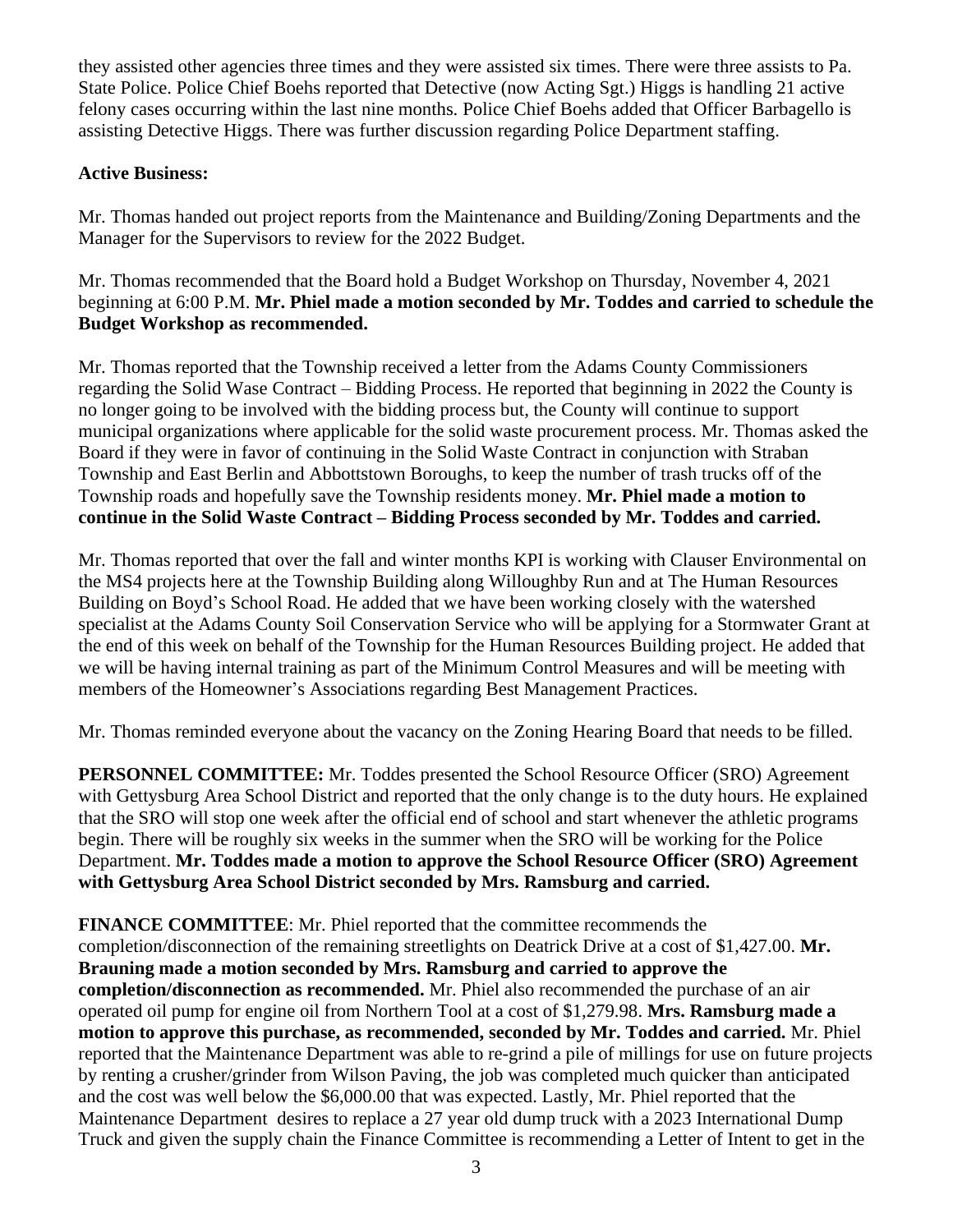they assisted other agencies three times and they were assisted six times. There were three assists to Pa. State Police. Police Chief Boehs reported that Detective (now Acting Sgt.) Higgs is handling 21 active felony cases occurring within the last nine months. Police Chief Boehs added that Officer Barbagello is assisting Detective Higgs. There was further discussion regarding Police Department staffing.

**Active Business:**

Mr. Thomas handed out project reports from the Maintenance and Building/Zoning Departments and the Manager for the Supervisors to review for the 2022 Budget.

Mr. Thomas recommended that the Board hold a Budget Workshop on Thursday, November 4, 2021 beginning at 6:00 P.M. **Mr. Phiel made a motion seconded by Mr. Toddes and carried to schedule the Budget Workshop as recommended.**

Mr. Thomas reported that the Township received a letter from the Adams County Commissioners regarding the Solid Wase Contract – Bidding Process. He reported that beginning in 2022 the County is no longer going to be involved with the bidding process but, the County will continue to support municipal organizations where applicable for the solid waste procurement process. Mr. Thomas asked the Board if they were in favor of continuing in the Solid Waste Contract in conjunction with Straban Township and East Berlin and Abbottstown Boroughs, to keep the number of trash trucks off of the Township roads and hopefully save the Township residents money. **Mr. Phiel made a motion to continue in the Solid Waste Contract – Bidding Process seconded by Mr. Toddes and carried.**

Mr. Thomas reported that over the fall and winter months KPI is working with Clauser Environmental on the MS4 projects here at the Township Building along Willoughby Run and at The Human Resources Building on Boyd's School Road. He added that we have been working closely with the watershed specialist at the Adams County Soil Conservation Service who will be applying for a Stormwater Grant at the end of this week on behalf of the Township for the Human Resources Building project. He added that we will be having internal training as part of the Minimum Control Measures and will be meeting with members of the Homeowner's Associations regarding Best Management Practices.

Mr. Thomas reminded everyone about the vacancy on the Zoning Hearing Board that needs to be filled.

**PERSONNEL COMMITTEE:** Mr. Toddes presented the School Resource Officer (SRO) Agreement with Gettysburg Area School District and reported that the only change is to the duty hours. He explained that the SRO will stop one week after the official end of school and start whenever the athletic programs begin. There will be roughly six weeks in the summer when the SRO will be working for the Police Department. **Mr. Toddes made a motion to approve the School Resource Officer (SRO) Agreement with Gettysburg Area School District seconded by Mrs. Ramsburg and carried.**

**FINANCE COMMITTEE**: Mr. Phiel reported that the committee recommends the completion/disconnection of the remaining streetlights on Deatrick Drive at a cost of $1,427.00. **Mr. Brauning made a motion seconded by Mrs. Ramsburg and carried to approve the completion/disconnection as recommended.** Mr. Phiel also recommended the purchase of an air operated oil pump for engine oil from Northern Tool at a cost of $1,279.98. **Mrs. Ramsburg made a motion to approve this purchase, as recommended, seconded by Mr. Toddes and carried.** Mr. Phiel reported that the Maintenance Department was able to re-grind a pile of millings for use on future projects by renting a crusher/grinder from Wilson Paving, the job was completed much quicker than anticipated and the cost was well below the $6,000.00 that was expected. Lastly, Mr. Phiel reported that the Maintenance Department desires to replace a 27 year old dump truck with a 2023 International Dump Truck and given the supply chain the Finance Committee is recommending a Letter of Intent to get in the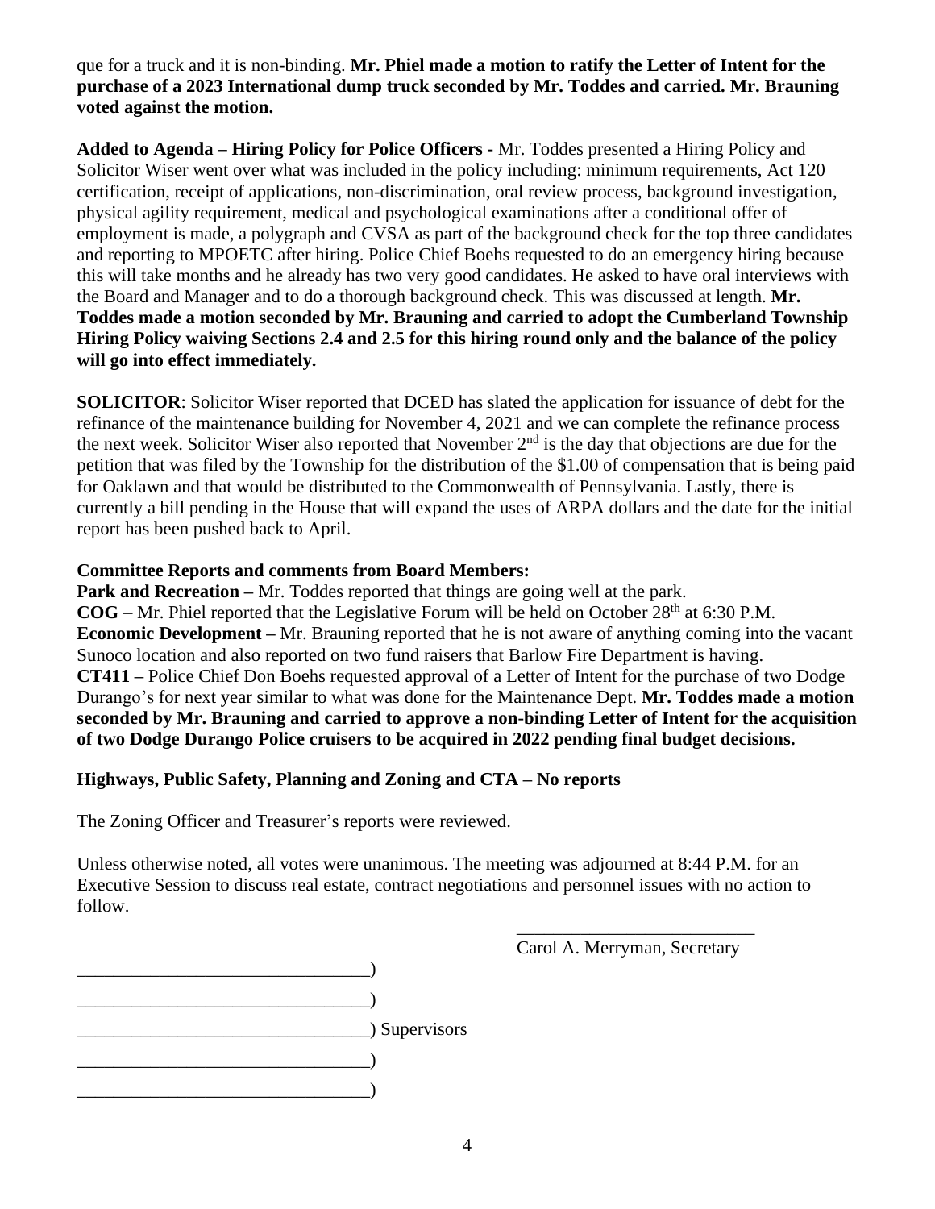que for a truck and it is non-binding. **Mr. Phiel made a motion to ratify the Letter of Intent for the purchase of a 2023 International dump truck seconded by Mr. Toddes and carried. Mr. Brauning voted against the motion.**

**Added to Agenda – Hiring Policy for Police Officers -** Mr. Toddes presented a Hiring Policy and Solicitor Wiser went over what was included in the policy including: minimum requirements, Act 120 certification, receipt of applications, non-discrimination, oral review process, background investigation, physical agility requirement, medical and psychological examinations after a conditional offer of employment is made, a polygraph and CVSA as part of the background check for the top three candidates and reporting to MPOETC after hiring. Police Chief Boehs requested to do an emergency hiring because this will take months and he already has two very good candidates. He asked to have oral interviews with the Board and Manager and to do a thorough background check. This was discussed at length. **Mr. Toddes made a motion seconded by Mr. Brauning and carried to adopt the Cumberland Township Hiring Policy waiving Sections 2.4 and 2.5 for this hiring round only and the balance of the policy will go into effect immediately.**

**SOLICITOR**: Solicitor Wiser reported that DCED has slated the application for issuance of debt for the refinance of the maintenance building for November 4, 2021 and we can complete the refinance process the next week. Solicitor Wiser also reported that November 2nd is the day that objections are due for the petition that was filed by the Township for the distribution of the $1.00 of compensation that is being paid for Oaklawn and that would be distributed to the Commonwealth of Pennsylvania. Lastly, there is currently a bill pending in the House that will expand the uses of ARPA dollars and the date for the initial report has been pushed back to April.

**Committee Reports and comments from Board Members:**

**Park and Recreation –** Mr. Toddes reported that things are going well at the park.
**COG** – Mr. Phiel reported that the Legislative Forum will be held on October 28th at 6:30 P.M.
**Economic Development –** Mr. Brauning reported that he is not aware of anything coming into the vacant Sunoco location and also reported on two fund raisers that Barlow Fire Department is having.
**CT411 –** Police Chief Don Boehs requested approval of a Letter of Intent for the purchase of two Dodge Durango's for next year similar to what was done for the Maintenance Dept. **Mr. Toddes made a motion seconded by Mr. Brauning and carried to approve a non-binding Letter of Intent for the acquisition of two Dodge Durango Police cruisers to be acquired in 2022 pending final budget decisions.**

**Highways, Public Safety, Planning and Zoning and CTA – No reports**

The Zoning Officer and Treasurer's reports were reviewed.

Unless otherwise noted, all votes were unanimous. The meeting was adjourned at 8:44 P.M. for an Executive Session to discuss real estate, contract negotiations and personnel issues with no action to follow.

\_\_\_\_\_\_\_\_\_\_\_\_\_\_\_\_\_\_\_\_\_\_\_\_\_\_
Carol A. Merryman, Secretary

\_\_\_\_\_\_\_\_\_\_\_\_\_\_\_\_\_\_\_\_\_\_\_\_\_\_\_\_\_\_\_\_)
\_\_\_\_\_\_\_\_\_\_\_\_\_\_\_\_\_\_\_\_\_\_\_\_\_\_\_\_\_\_\_\_)
\_\_\_\_\_\_\_\_\_\_\_\_\_\_\_\_\_\_\_\_\_\_\_\_\_\_\_\_\_\_\_\_) Supervisors
\_\_\_\_\_\_\_\_\_\_\_\_\_\_\_\_\_\_\_\_\_\_\_\_\_\_\_\_\_\_\_\_)
\_\_\_\_\_\_\_\_\_\_\_\_\_\_\_\_\_\_\_\_\_\_\_\_\_\_\_\_\_\_\_\_)